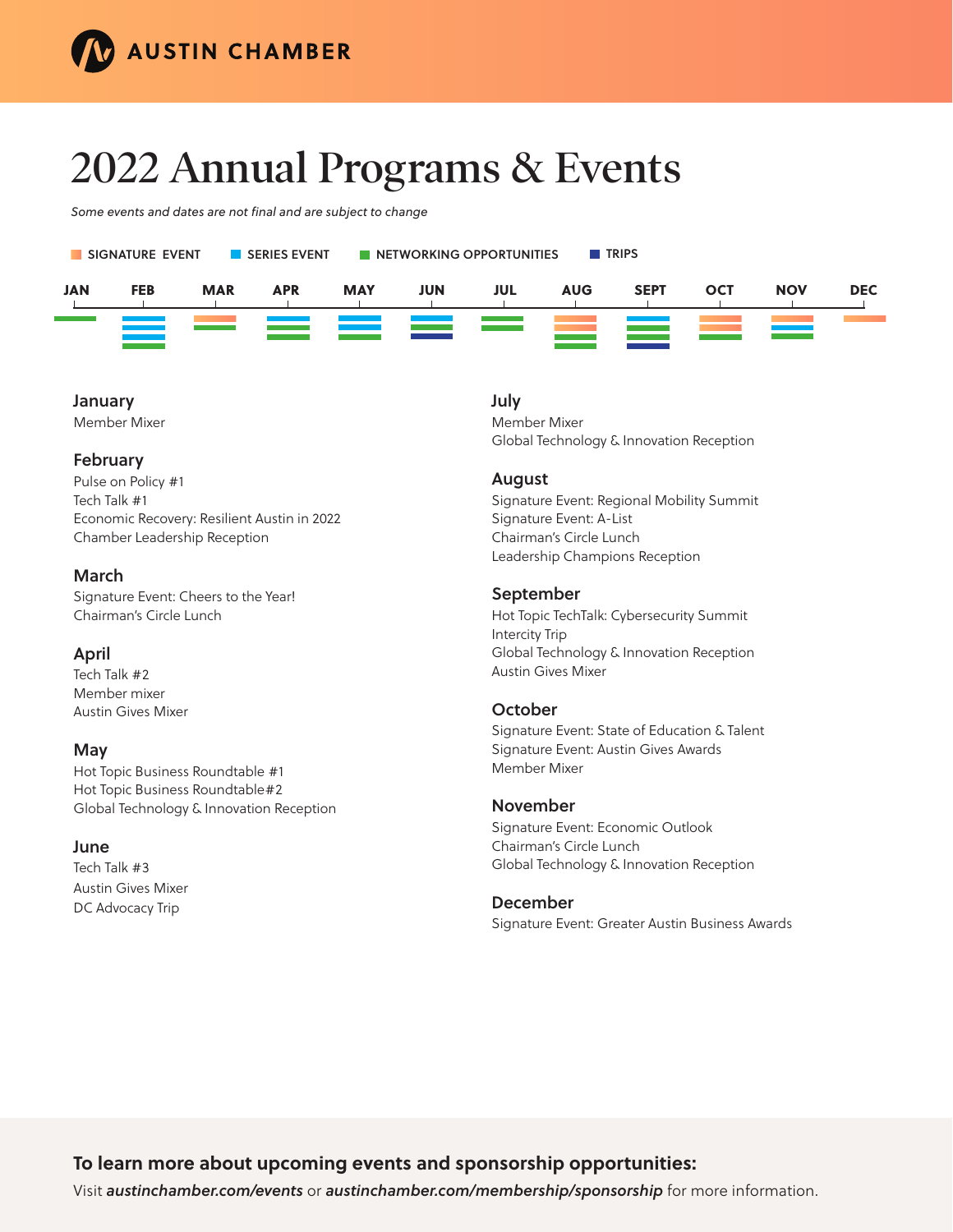AUSTIN CHAMBER

# 2022 Annual Programs & Events

*Some events and dates are not final and are subject to change*

SIGNATURE EVENT | SERIES EVENT | NETWORKING OPPORTUNITIES | TRIPS

JAN | FEB | MAR | APR | MAY | JUN | JUL | AUG | SEPT | OCT | NOV | DEC

### January
Member Mixer

### February
Pulse on Policy #1
Tech Talk #1
Economic Recovery: Resilient Austin in 2022
Chamber Leadership Reception

### March
Signature Event: Cheers to the Year!
Chairman's Circle Lunch

### April
Tech Talk #2
Member mixer
Austin Gives Mixer

### May
Hot Topic Business Roundtable #1
Hot Topic Business Roundtable#2
Global Technology & Innovation Reception

### June
Tech Talk #3
Austin Gives Mixer
DC Advocacy Trip

### July
Member Mixer
Global Technology & Innovation Reception

### August
Signature Event: Regional Mobility Summit
Signature Event: A-List
Chairman's Circle Lunch
Leadership Champions Reception

### September
Hot Topic TechTalk: Cybersecurity Summit
Intercity Trip
Global Technology & Innovation Reception
Austin Gives Mixer

### October
Signature Event: State of Education & Talent
Signature Event: Austin Gives Awards
Member Mixer

### November
Signature Event: Economic Outlook
Chairman's Circle Lunch
Global Technology & Innovation Reception

### December
Signature Event: Greater Austin Business Awards

**To learn more about upcoming events and sponsorship opportunities:**

Visit ***austinchamber.com/events*** or ***austinchamber.com/membership/sponsorship*** for more information.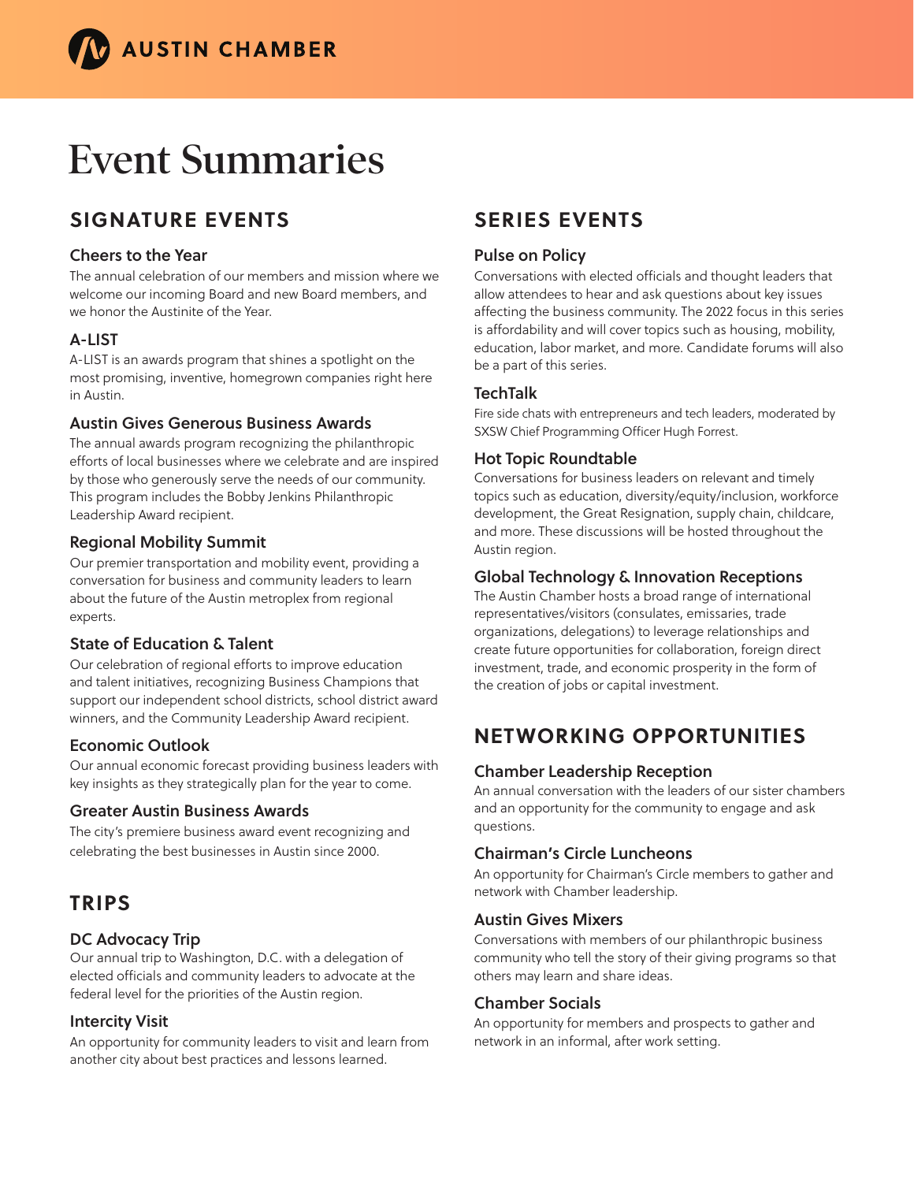AUSTIN CHAMBER

# Event Summaries

## SIGNATURE EVENTS

### Cheers to the Year

The annual celebration of our members and mission where we welcome our incoming Board and new Board members, and we honor the Austinite of the Year.

### A-LIST

A-LIST is an awards program that shines a spotlight on the most promising, inventive, homegrown companies right here in Austin.

### Austin Gives Generous Business Awards

The annual awards program recognizing the philanthropic efforts of local businesses where we celebrate and are inspired by those who generously serve the needs of our community. This program includes the Bobby Jenkins Philanthropic Leadership Award recipient.

### Regional Mobility Summit

Our premier transportation and mobility event, providing a conversation for business and community leaders to learn about the future of the Austin metroplex from regional experts.

### State of Education & Talent

Our celebration of regional efforts to improve education and talent initiatives, recognizing Business Champions that support our independent school districts, school district award winners, and the Community Leadership Award recipient.

### Economic Outlook

Our annual economic forecast providing business leaders with key insights as they strategically plan for the year to come.

### Greater Austin Business Awards

The city's premiere business award event recognizing and celebrating the best businesses in Austin since 2000.

## TRIPS

### DC Advocacy Trip

Our annual trip to Washington, D.C. with a delegation of elected officials and community leaders to advocate at the federal level for the priorities of the Austin region.

### Intercity Visit

An opportunity for community leaders to visit and learn from another city about best practices and lessons learned.

## SERIES EVENTS

### Pulse on Policy

Conversations with elected officials and thought leaders that allow attendees to hear and ask questions about key issues affecting the business community. The 2022 focus in this series is affordability and will cover topics such as housing, mobility, education, labor market, and more. Candidate forums will also be a part of this series.

### TechTalk

Fire side chats with entrepreneurs and tech leaders, moderated by SXSW Chief Programming Officer Hugh Forrest.

### Hot Topic Roundtable

Conversations for business leaders on relevant and timely topics such as education, diversity/equity/inclusion, workforce development, the Great Resignation, supply chain, childcare, and more. These discussions will be hosted throughout the Austin region.

### Global Technology & Innovation Receptions

The Austin Chamber hosts a broad range of international representatives/visitors (consulates, emissaries, trade organizations, delegations) to leverage relationships and create future opportunities for collaboration, foreign direct investment, trade, and economic prosperity in the form of the creation of jobs or capital investment.

## NETWORKING OPPORTUNITIES

### Chamber Leadership Reception

An annual conversation with the leaders of our sister chambers and an opportunity for the community to engage and ask questions.

### Chairman's Circle Luncheons

An opportunity for Chairman's Circle members to gather and network with Chamber leadership.

### Austin Gives Mixers

Conversations with members of our philanthropic business community who tell the story of their giving programs so that others may learn and share ideas.

### Chamber Socials

An opportunity for members and prospects to gather and network in an informal, after work setting.